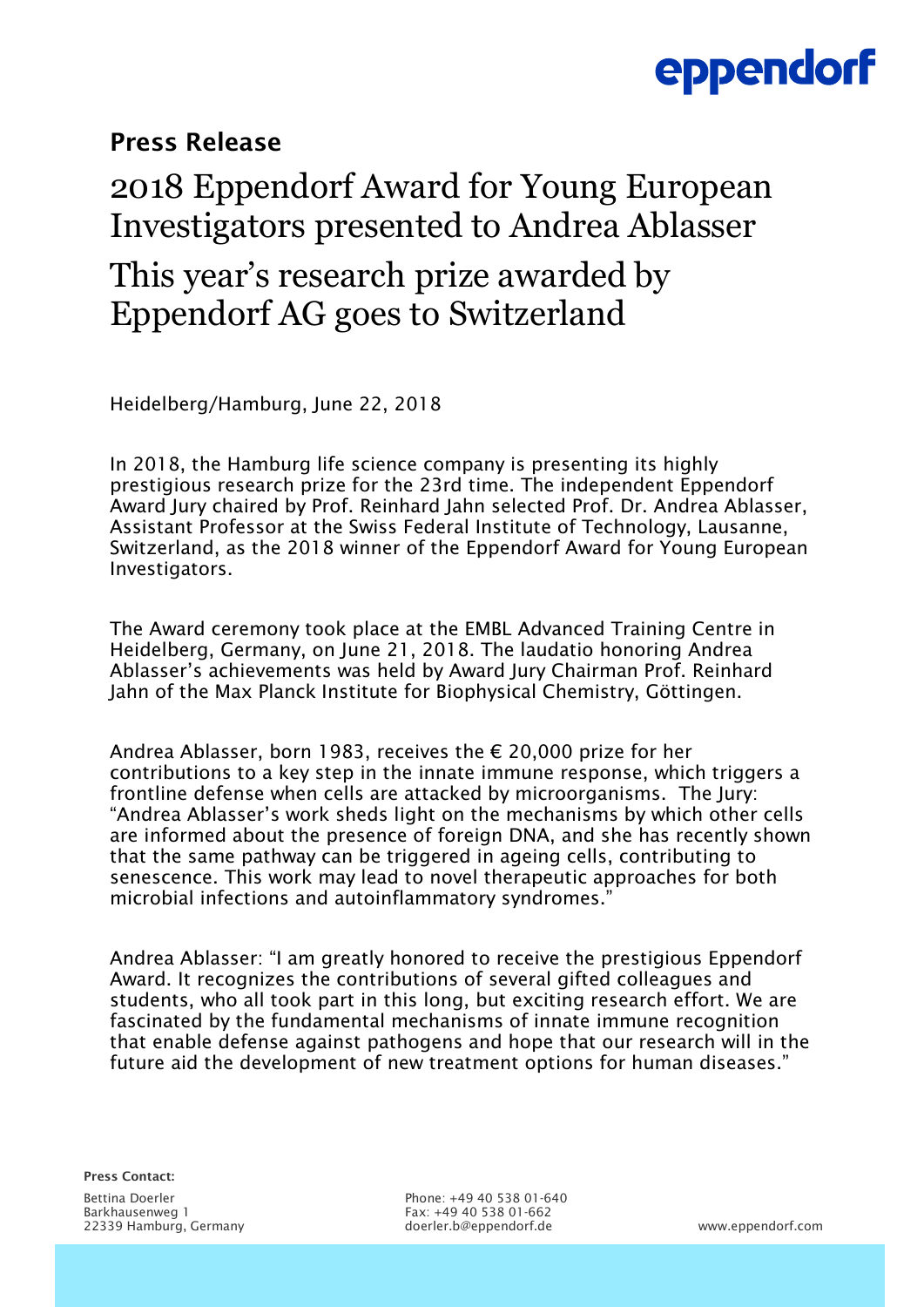## Press Release

# 2018 Eppendorf Award for Young European Investigators presented to Andrea Ablasser

# This year's research prize awarded by Eppendorf AG goes to Switzerland

Heidelberg/Hamburg, June 22, 2018

In 2018, the Hamburg life science company is presenting its highly prestigious research prize for the 23rd time. The independent Eppendorf Award Jury chaired by Prof. Reinhard Jahn selected Prof. Dr. Andrea Ablasser, Assistant Professor at the Swiss Federal Institute of Technology, Lausanne, Switzerland, as the 2018 winner of the Eppendorf Award for Young European Investigators.

The Award ceremony took place at the EMBL Advanced Training Centre in Heidelberg, Germany, on June 21, 2018. The laudatio honoring Andrea Ablasser's achievements was held by Award Jury Chairman Prof. Reinhard Jahn of the Max Planck Institute for Biophysical Chemistry, Göttingen.

Andrea Ablasser, born 1983, receives the € 20,000 prize for her contributions to a key step in the innate immune response, which triggers a frontline defense when cells are attacked by microorganisms. The Jury: "Andrea Ablasser's work sheds light on the mechanisms by which other cells are informed about the presence of foreign DNA, and she has recently shown that the same pathway can be triggered in ageing cells, contributing to senescence. This work may lead to novel therapeutic approaches for both microbial infections and autoinflammatory syndromes."

Andrea Ablasser: "I am greatly honored to receive the prestigious Eppendorf Award. It recognizes the contributions of several gifted colleagues and students, who all took part in this long, but exciting research effort. We are fascinated by the fundamental mechanisms of innate immune recognition that enable defense against pathogens and hope that our research will in the future aid the development of new treatment options for human diseases."

**Press Contact:**

Bettina Doerler
Barkhausenweg 1
22339 Hamburg, Germany

Phone: +49 40 538 01-640
Fax: +49 40 538 01-662
doerler.b@eppendorf.de

www.eppendorf.com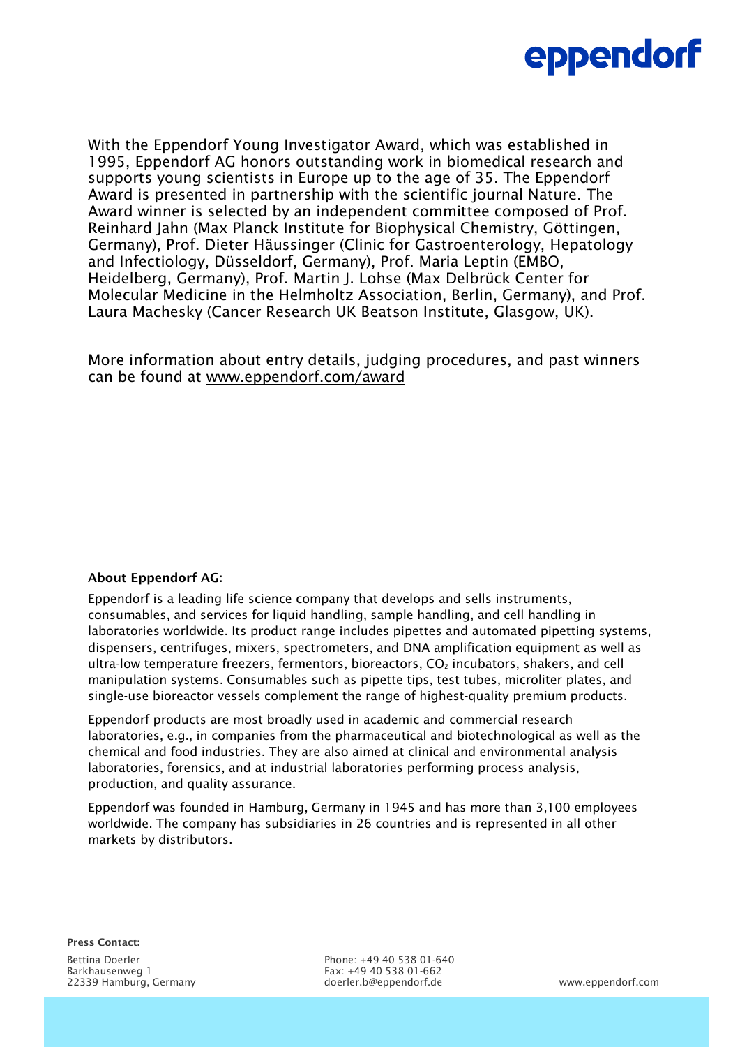With the Eppendorf Young Investigator Award, which was established in 1995, Eppendorf AG honors outstanding work in biomedical research and supports young scientists in Europe up to the age of 35. The Eppendorf Award is presented in partnership with the scientific journal Nature. The Award winner is selected by an independent committee composed of Prof. Reinhard Jahn (Max Planck Institute for Biophysical Chemistry, Göttingen, Germany), Prof. Dieter Häussinger (Clinic for Gastroenterology, Hepatology and Infectiology, Düsseldorf, Germany), Prof. Maria Leptin (EMBO, Heidelberg, Germany), Prof. Martin J. Lohse (Max Delbrück Center for Molecular Medicine in the Helmholtz Association, Berlin, Germany), and Prof. Laura Machesky (Cancer Research UK Beatson Institute, Glasgow, UK).

More information about entry details, judging procedures, and past winners can be found at www.eppendorf.com/award

**About Eppendorf AG:**

Eppendorf is a leading life science company that develops and sells instruments, consumables, and services for liquid handling, sample handling, and cell handling in laboratories worldwide. Its product range includes pipettes and automated pipetting systems, dispensers, centrifuges, mixers, spectrometers, and DNA amplification equipment as well as ultra-low temperature freezers, fermentors, bioreactors, $CO_2$ incubators, shakers, and cell manipulation systems. Consumables such as pipette tips, test tubes, microliter plates, and single-use bioreactor vessels complement the range of highest-quality premium products.

Eppendorf products are most broadly used in academic and commercial research laboratories, e.g., in companies from the pharmaceutical and biotechnological as well as the chemical and food industries. They are also aimed at clinical and environmental analysis laboratories, forensics, and at industrial laboratories performing process analysis, production, and quality assurance.

Eppendorf was founded in Hamburg, Germany in 1945 and has more than 3,100 employees worldwide. The company has subsidiaries in 26 countries and is represented in all other markets by distributors.

**Press Contact:**

Bettina Doerler
Barkhausenweg 1
22339 Hamburg, Germany

Phone: +49 40 538 01-640
Fax: +49 40 538 01-662
doerler.b@eppendorf.de

www.eppendorf.com